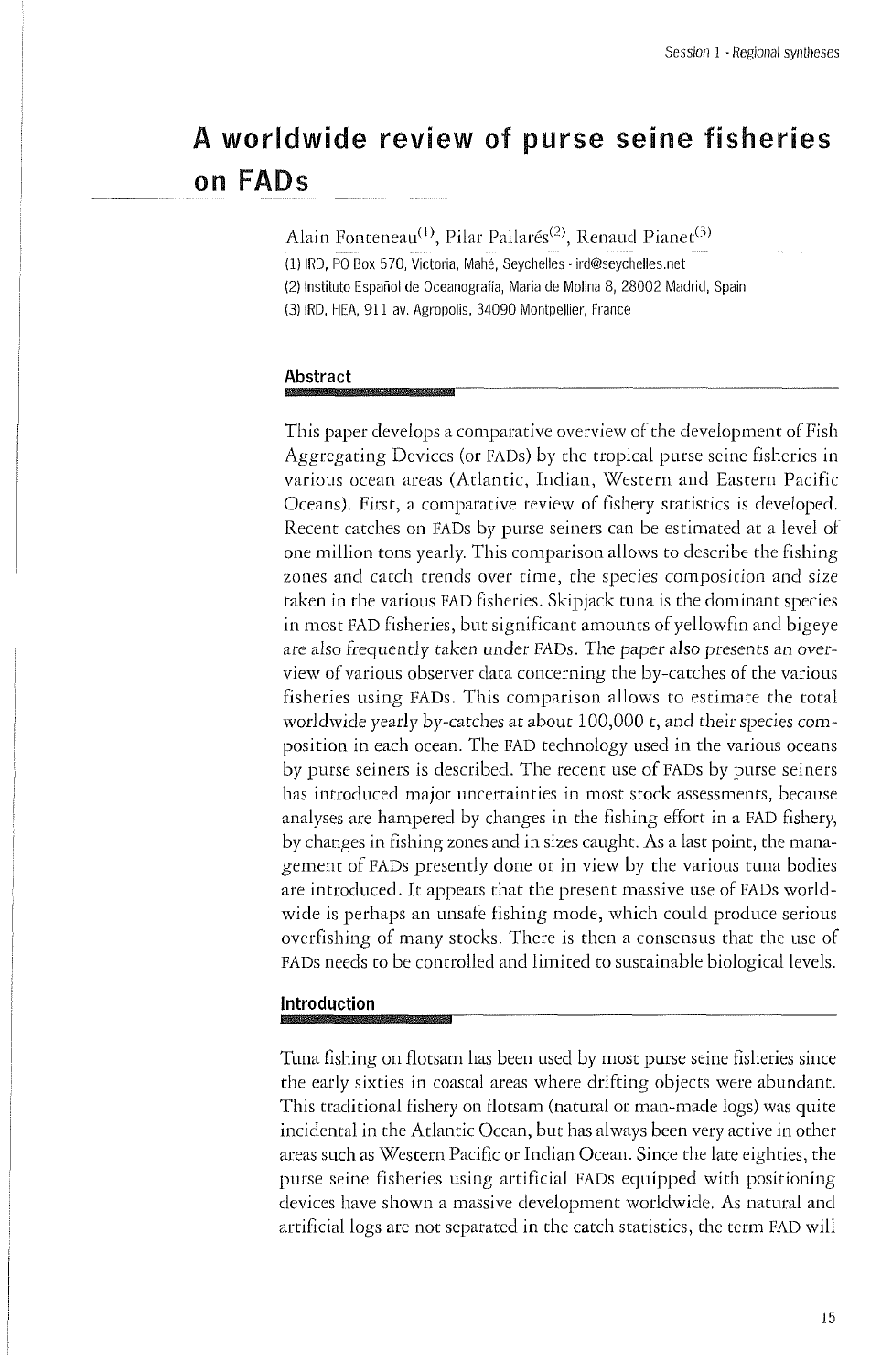# A worldwide review of purse seine fisheries on FADs

Alain Fonteneau[1], Pilar Pallarés[2], Renaud Pianet[3]

(1) IRD, PO Box 570, Victoria, Mahé, Seychelles - ird@seychelles.net
(2) Instituto Español de Oceanografía, Maria de Molina 8, 28002 Madrid, Spain
(3) IRD, HEA, 911 av. Agropolis, 34090 Montpellier, France

## Abstract

This paper develops a comparative overview of the development of Fish Aggregating Devices (or FADs) by the tropical purse seine fisheries in various ocean areas (Atlantic, Indian, Western and Eastern Pacific Oceans). First, a comparative review of fishery statistics is developed. Recent catches on FADs by purse seiners can be estimated at a level of one million tons yearly. This comparison allows to describe the fishing zones and catch trends over time, the species composition and size taken in the various FAD fisheries. Skipjack tuna is the dominant species in most FAD fisheries, but significant amounts of yellowfin and bigeye are also frequently taken under FADs. The paper also presents an overview of various observer data concerning the by-catches of the various fisheries using FADs. This comparison allows to estimate the total worldwide yearly by-catches at about 100,000 t, and their species composition in each ocean. The FAD technology used in the various oceans by purse seiners is described. The recent use of FADs by purse seiners has introduced major uncertainties in most stock assessments, because analyses are hampered by changes in the fishing effort in a FAD fishery, by changes in fishing zones and in sizes caught. As a last point, the management of FADs presently done or in view by the various tuna bodies are introduced. It appears that the present massive use of FADs worldwide is perhaps an unsafe fishing mode, which could produce serious overfishing of many stocks. There is then a consensus that the use of FADs needs to be controlled and limited to sustainable biological levels.

## Introduction

Tuna fishing on flotsam has been used by most purse seine fisheries since the early sixties in coastal areas where drifting objects were abundant. This traditional fishery on flotsam (natural or man-made logs) was quite incidental in the Atlantic Ocean, but has always been very active in other areas such as Western Pacific or Indian Ocean. Since the late eighties, the purse seine fisheries using artificial FADs equipped with positioning devices have shown a massive development worldwide. As natural and artificial logs are not separated in the catch statistics, the term FAD will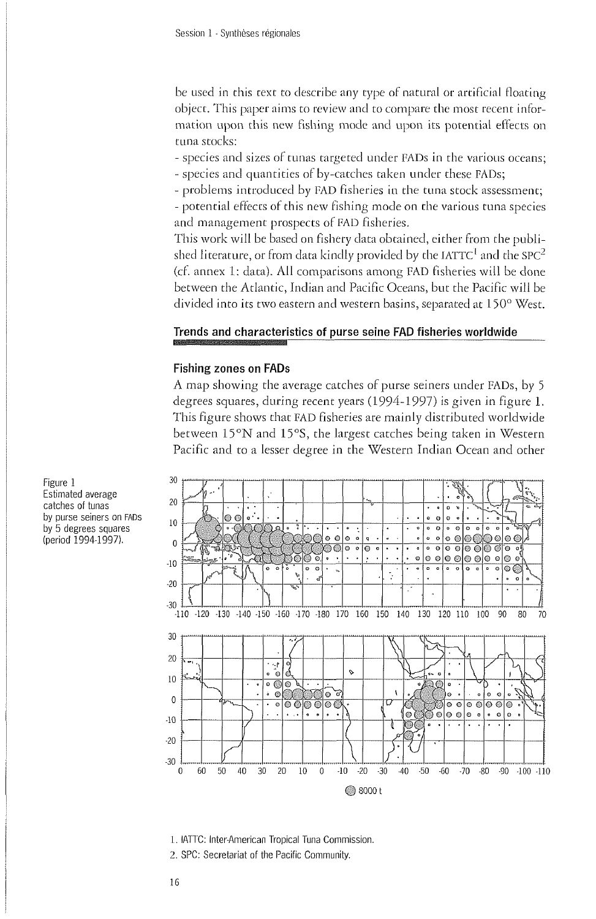be used in this text to describe any type of natural or artificial floating object. This paper aims to review and to compare the most recent information upon this new fishing mode and upon its potential effects on tuna stocks:

- species and sizes of tunas targeted under FADs in the various oceans;
- species and quantities of by-catches taken under these FADs;
- problems introduced by FAD fisheries in the tuna stock assessment;
- potential effects of this new fishing mode on the various tuna species and management prospects of FAD fisheries.

This work will be based on fishery data obtained, either from the published literature, or from data kindly provided by the IATTC[1] and the SPC[2] (cf. annex 1: data). All comparisons among FAD fisheries will be done between the Atlantic, Indian and Pacific Oceans, but the Pacific will be divided into its two eastern and western basins, separated at 150° West.

## Trends and characteristics of purse seine FAD fisheries worldwide

### Fishing zones on FADs

A map showing the average catches of purse seiners under FADs, by 5 degrees squares, during recent years (1994-1997) is given in figure 1. This figure shows that FAD fisheries are mainly distributed worldwide between 15°N and 15°S, the largest catches being taken in Western Pacific and to a lesser degree in the Western Indian Ocean and other

Figure 1
Estimated average catches of tunas by purse seiners on FADs by 5 degrees squares (period 1994-1997).

8000 t

1. IATTC: Inter-American Tropical Tuna Commission.
2. SPC: Secretariat of the Pacific Community.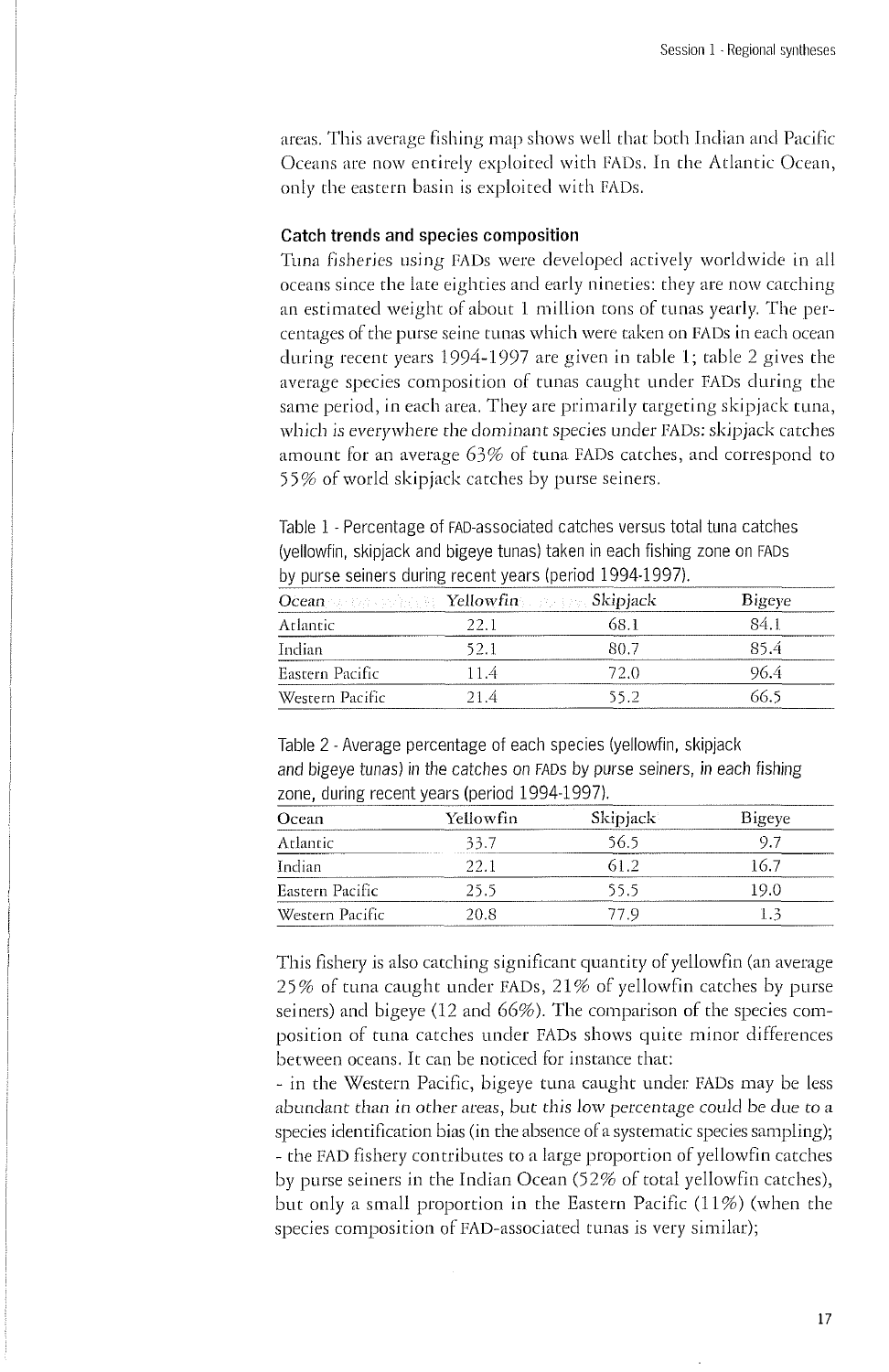areas. This average fishing map shows well that both Indian and Pacific Oceans are now entirely exploited with FADs. In the Atlantic Ocean, only the eastern basin is exploited with FADs.

### Catch trends and species composition

Tuna fisheries using FADs were developed actively worldwide in all oceans since the late eighties and early nineties: they are now catching an estimated weight of about 1 million tons of tunas yearly. The percentages of the purse seine tunas which were taken on FADs in each ocean during recent years 1994-1997 are given in table 1; table 2 gives the average species composition of tunas caught under FADs during the same period, in each area. They are primarily targeting skipjack tuna, which is everywhere the dominant species under FADs: skipjack catches amount for an average 63% of tuna FADs catches, and correspond to 55% of world skipjack catches by purse seiners.

Table 1 - Percentage of FAD-associated catches versus total tuna catches (yellowfin, skipjack and bigeye tunas) taken in each fishing zone on FADs by purse seiners during recent years (period 1994-1997).

| Ocean | Yellowfin | Skipjack | Bigeye |
|---|---|---|---|
| Atlantic | 22.1 | 68.1 | 84.1 |
| Indian | 52.1 | 80.7 | 85.4 |
| Eastern Pacific | 11.4 | 72.0 | 96.4 |
| Western Pacific | 21.4 | 55.2 | 66.5 |

Table 2 - Average percentage of each species (yellowfin, skipjack and bigeye tunas) in the catches on FADs by purse seiners, in each fishing zone, during recent years (period 1994-1997).

| Ocean | Yellowfin | Skipjack | Bigeye |
|---|---|---|---|
| Atlantic | 33.7 | 56.5 | 9.7 |
| Indian | 22.1 | 61.2 | 16.7 |
| Eastern Pacific | 25.5 | 55.5 | 19.0 |
| Western Pacific | 20.8 | 77.9 | 1.3 |

This fishery is also catching significant quantity of yellowfin (an average 25% of tuna caught under FADs, 21% of yellowfin catches by purse seiners) and bigeye (12 and 66%). The comparison of the species composition of tuna catches under FADs shows quite minor differences between oceans. It can be noticed for instance that:

- in the Western Pacific, bigeye tuna caught under FADs may be less abundant than in other areas, but this low percentage could be due to a species identification bias (in the absence of a systematic species sampling);
- the FAD fishery contributes to a large proportion of yellowfin catches by purse seiners in the Indian Ocean (52% of total yellowfin catches), but only a small proportion in the Eastern Pacific (11%) (when the species composition of FAD-associated tunas is very similar);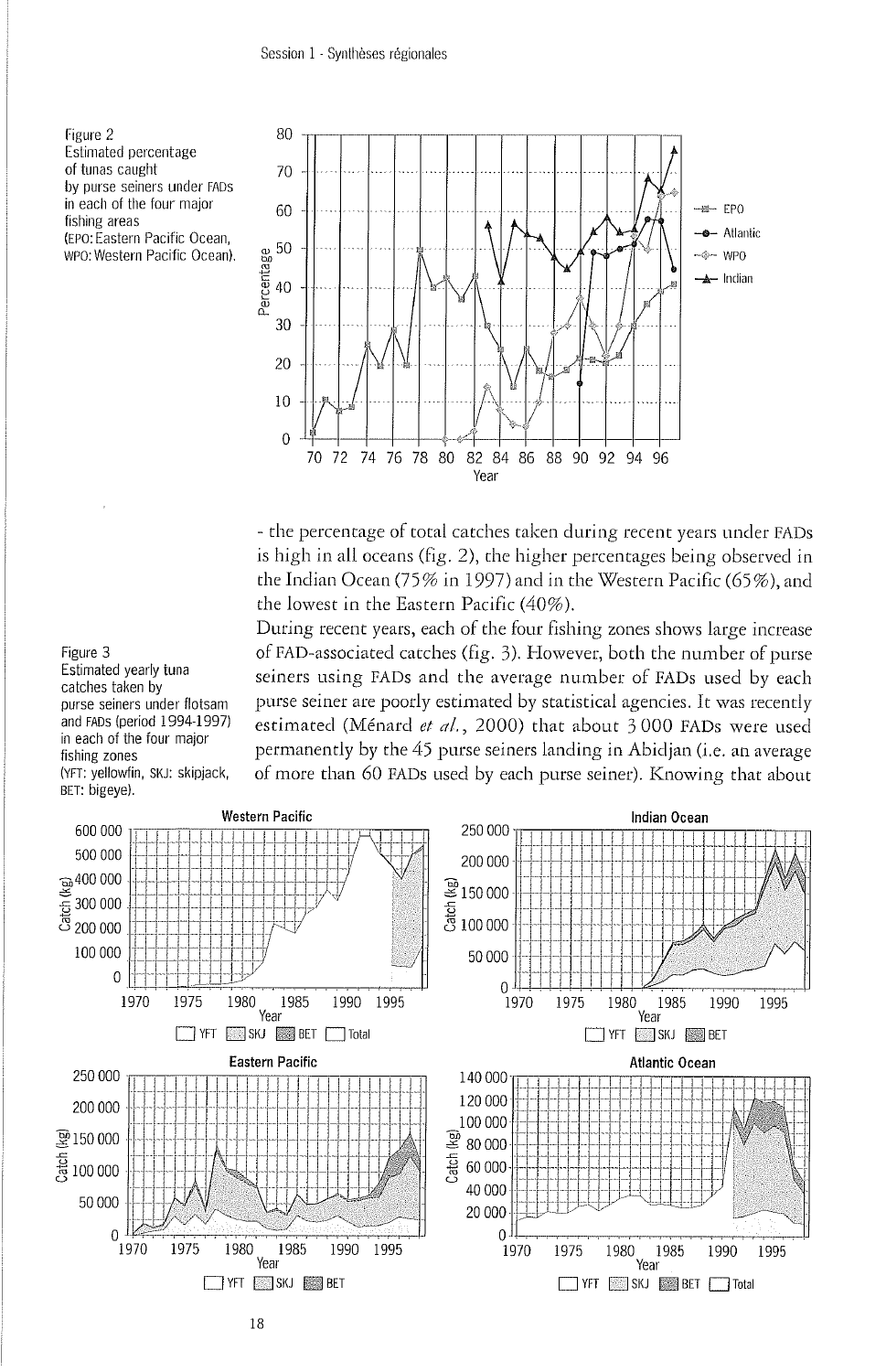Figure 2
Estimated percentage of tunas caught by purse seiners under FADs in each of the four major fishing areas (EPO: Eastern Pacific Ocean, WPO: Western Pacific Ocean).

- the percentage of total catches taken during recent years under FADs is high in all oceans (fig. 2), the higher percentages being observed in the Indian Ocean (75% in 1997) and in the Western Pacific (65%), and the lowest in the Eastern Pacific (40%).

During recent years, each of the four fishing zones shows large increase of FAD-associated catches (fig. 3). However, both the number of purse seiners using FADs and the average number of FADs used by each purse seiner are poorly estimated by statistical agencies. It was recently estimated (Ménard *et al.*, 2000) that about 3 000 FADs were used permanently by the 45 purse seiners landing in Abidjan (i.e. an average of more than 60 FADs used by each purse seiner). Knowing that about

Figure 3
Estimated yearly tuna catches taken by purse seiners under flotsam and FADs (period 1994-1997) in each of the four major fishing zones (YFT: yellowfin, SKJ: skipjack, BET: bigeye).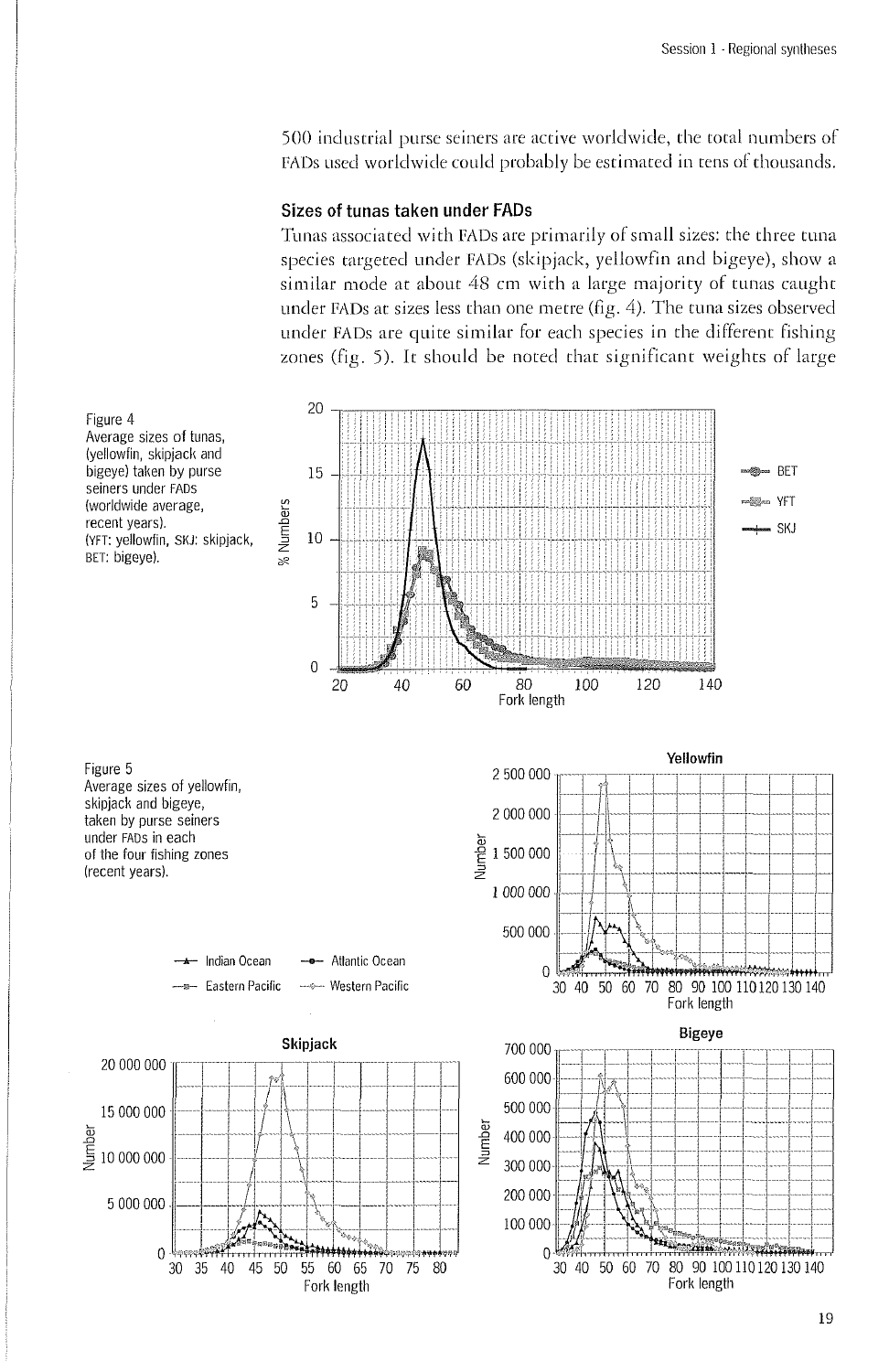500 industrial purse seiners are active worldwide, the total numbers of FADs used worldwide could probably be estimated in tens of thousands.

### Sizes of tunas taken under FADs

Tunas associated with FADs are primarily of small sizes: the three tuna species targeted under FADs (skipjack, yellowfin and bigeye), show a similar mode at about 48 cm with a large majority of tunas caught under FADs at sizes less than one metre (fig. 4). The tuna sizes observed under FADs are quite similar for each species in the different fishing zones (fig. 5). It should be noted that significant weights of large

Figure 4
Average sizes of tunas, (yellowfin, skipjack and bigeye) taken by purse seiners under FADs (worldwide average, recent years).
(YFT: yellowfin, SKJ: skipjack, BET: bigeye).

Figure 5
Average sizes of yellowfin, skipjack and bigeye, taken by purse seiners under FADs in each of the four fishing zones (recent years).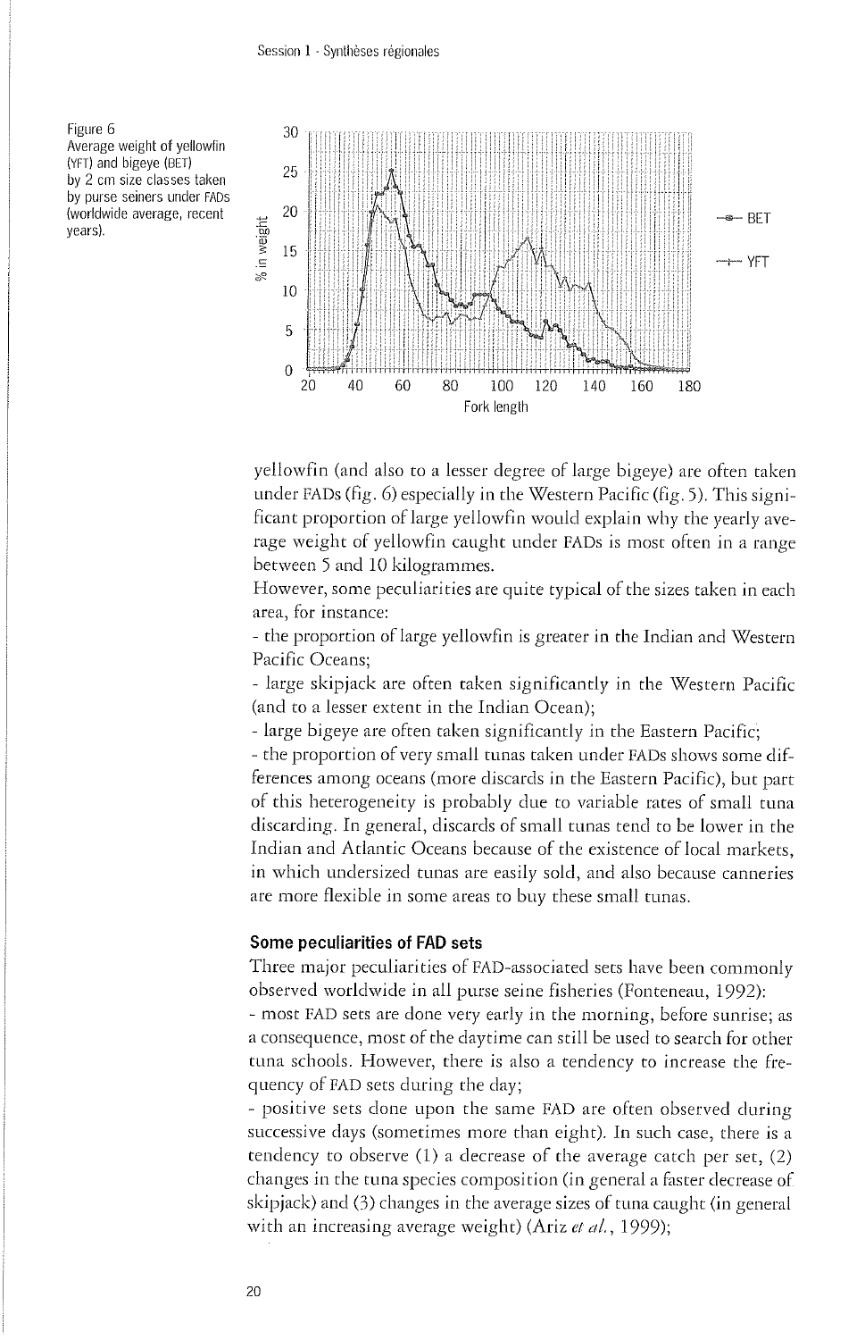Figure 6
Average weight of yellowfin (YFT) and bigeye (BET) by 2 cm size classes taken by purse seiners under FADs (worldwide average, recent years).

yellowfin (and also to a lesser degree of large bigeye) are often taken under FADs (fig. 6) especially in the Western Pacific (fig. 5). This significant proportion of large yellowfin would explain why the yearly average weight of yellowfin caught under FADs is most often in a range between 5 and 10 kilogrammes.

However, some peculiarities are quite typical of the sizes taken in each area, for instance:

- the proportion of large yellowfin is greater in the Indian and Western Pacific Oceans;
- large skipjack are often taken significantly in the Western Pacific (and to a lesser extent in the Indian Ocean);
- large bigeye are often taken significantly in the Eastern Pacific;
- the proportion of very small tunas taken under FADs shows some differences among oceans (more discards in the Eastern Pacific), but part of this heterogeneity is probably due to variable rates of small tuna discarding. In general, discards of small tunas tend to be lower in the Indian and Atlantic Oceans because of the existence of local markets, in which undersized tunas are easily sold, and also because canneries are more flexible in some areas to buy these small tunas.

### Some peculiarities of FAD sets

Three major peculiarities of FAD-associated sets have been commonly observed worldwide in all purse seine fisheries (Fonteneau, 1992):

- most FAD sets are done very early in the morning, before sunrise; as a consequence, most of the daytime can still be used to search for other tuna schools. However, there is also a tendency to increase the frequency of FAD sets during the day;
- positive sets done upon the same FAD are often observed during successive days (sometimes more than eight). In such case, there is a tendency to observe (1) a decrease of the average catch per set, (2) changes in the tuna species composition (in general a faster decrease of skipjack) and (3) changes in the average sizes of tuna caught (in general with an increasing average weight) (Ariz *et al.*, 1999);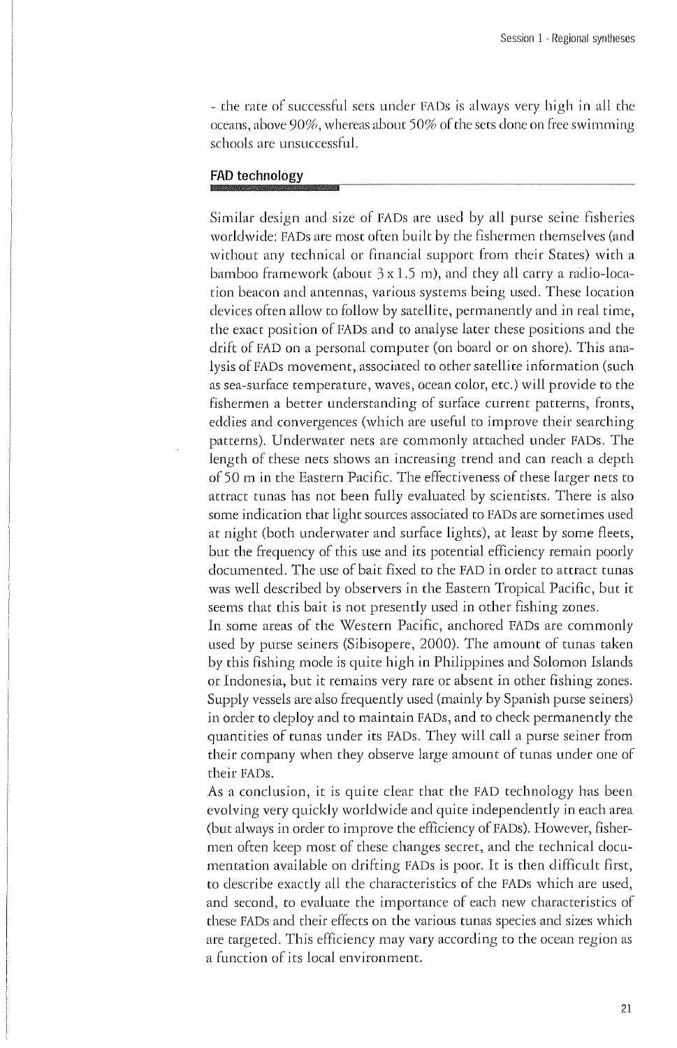- the rate of successful sets under FADs is always very high in all the oceans, above 90%, whereas about 50% of the sets done on free swimming schools are unsuccessful.

## FAD technology

Similar design and size of FADs are used by all purse seine fisheries worldwide: FADs are most often built by the fishermen themselves (and without any technical or financial support from their States) with a bamboo framework (about 3 x 1.5 m), and they all carry a radio-location beacon and antennas, various systems being used. These location devices often allow to follow by satellite, permanently and in real time, the exact position of FADs and to analyse later these positions and the drift of FAD on a personal computer (on board or on shore). This analysis of FADs movement, associated to other satellite information (such as sea-surface temperature, waves, ocean color, etc.) will provide to the fishermen a better understanding of surface current patterns, fronts, eddies and convergences (which are useful to improve their searching patterns). Underwater nets are commonly attached under FADs. The length of these nets shows an increasing trend and can reach a depth of 50 m in the Eastern Pacific. The effectiveness of these larger nets to attract tunas has not been fully evaluated by scientists. There is also some indication that light sources associated to FADs are sometimes used at night (both underwater and surface lights), at least by some fleets, but the frequency of this use and its potential efficiency remain poorly documented. The use of bait fixed to the FAD in order to attract tunas was well described by observers in the Eastern Tropical Pacific, but it seems that this bait is not presently used in other fishing zones.

In some areas of the Western Pacific, anchored FADs are commonly used by purse seiners (Sibisopere, 2000). The amount of tunas taken by this fishing mode is quite high in Philippines and Solomon Islands or Indonesia, but it remains very rare or absent in other fishing zones. Supply vessels are also frequently used (mainly by Spanish purse seiners) in order to deploy and to maintain FADs, and to check permanently the quantities of tunas under its FADs. They will call a purse seiner from their company when they observe large amount of tunas under one of their FADs.

As a conclusion, it is quite clear that the FAD technology has been evolving very quickly worldwide and quite independently in each area (but always in order to improve the efficiency of FADs). However, fishermen often keep most of these changes secret, and the technical documentation available on drifting FADs is poor. It is then difficult first, to describe exactly all the characteristics of the FADs which are used, and second, to evaluate the importance of each new characteristics of these FADs and their effects on the various tunas species and sizes which are targeted. This efficiency may vary according to the ocean region as a function of its local environment.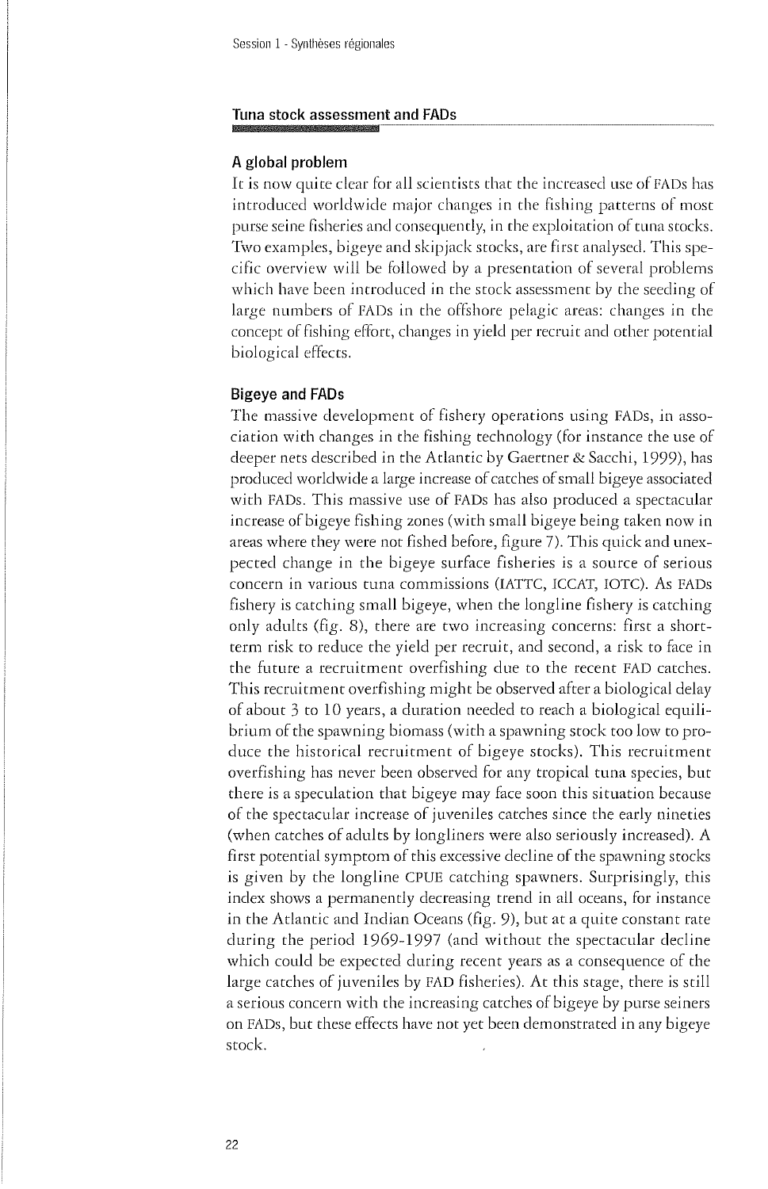## Tuna stock assessment and FADs

### A global problem

It is now quite clear for all scientists that the increased use of FADs has introduced worldwide major changes in the fishing patterns of most purse seine fisheries and consequently, in the exploitation of tuna stocks. Two examples, bigeye and skipjack stocks, are first analysed. This specific overview will be followed by a presentation of several problems which have been introduced in the stock assessment by the seeding of large numbers of FADs in the offshore pelagic areas: changes in the concept of fishing effort, changes in yield per recruit and other potential biological effects.

### Bigeye and FADs

The massive development of fishery operations using FADs, in association with changes in the fishing technology (for instance the use of deeper nets described in the Atlantic by Gaertner & Sacchi, 1999), has produced worldwide a large increase of catches of small bigeye associated with FADs. This massive use of FADs has also produced a spectacular increase of bigeye fishing zones (with small bigeye being taken now in areas where they were not fished before, figure 7). This quick and unexpected change in the bigeye surface fisheries is a source of serious concern in various tuna commissions (IATTC, ICCAT, IOTC). As FADs fishery is catching small bigeye, when the longline fishery is catching only adults (fig. 8), there are two increasing concerns: first a short-term risk to reduce the yield per recruit, and second, a risk to face in the future a recruitment overfishing due to the recent FAD catches. This recruitment overfishing might be observed after a biological delay of about 3 to 10 years, a duration needed to reach a biological equilibrium of the spawning biomass (with a spawning stock too low to produce the historical recruitment of bigeye stocks). This recruitment overfishing has never been observed for any tropical tuna species, but there is a speculation that bigeye may face soon this situation because of the spectacular increase of juveniles catches since the early nineties (when catches of adults by longliners were also seriously increased). A first potential symptom of this excessive decline of the spawning stocks is given by the longline CPUE catching spawners. Surprisingly, this index shows a permanently decreasing trend in all oceans, for instance in the Atlantic and Indian Oceans (fig. 9), but at a quite constant rate during the period 1969-1997 (and without the spectacular decline which could be expected during recent years as a consequence of the large catches of juveniles by FAD fisheries). At this stage, there is still a serious concern with the increasing catches of bigeye by purse seiners on FADs, but these effects have not yet been demonstrated in any bigeye stock.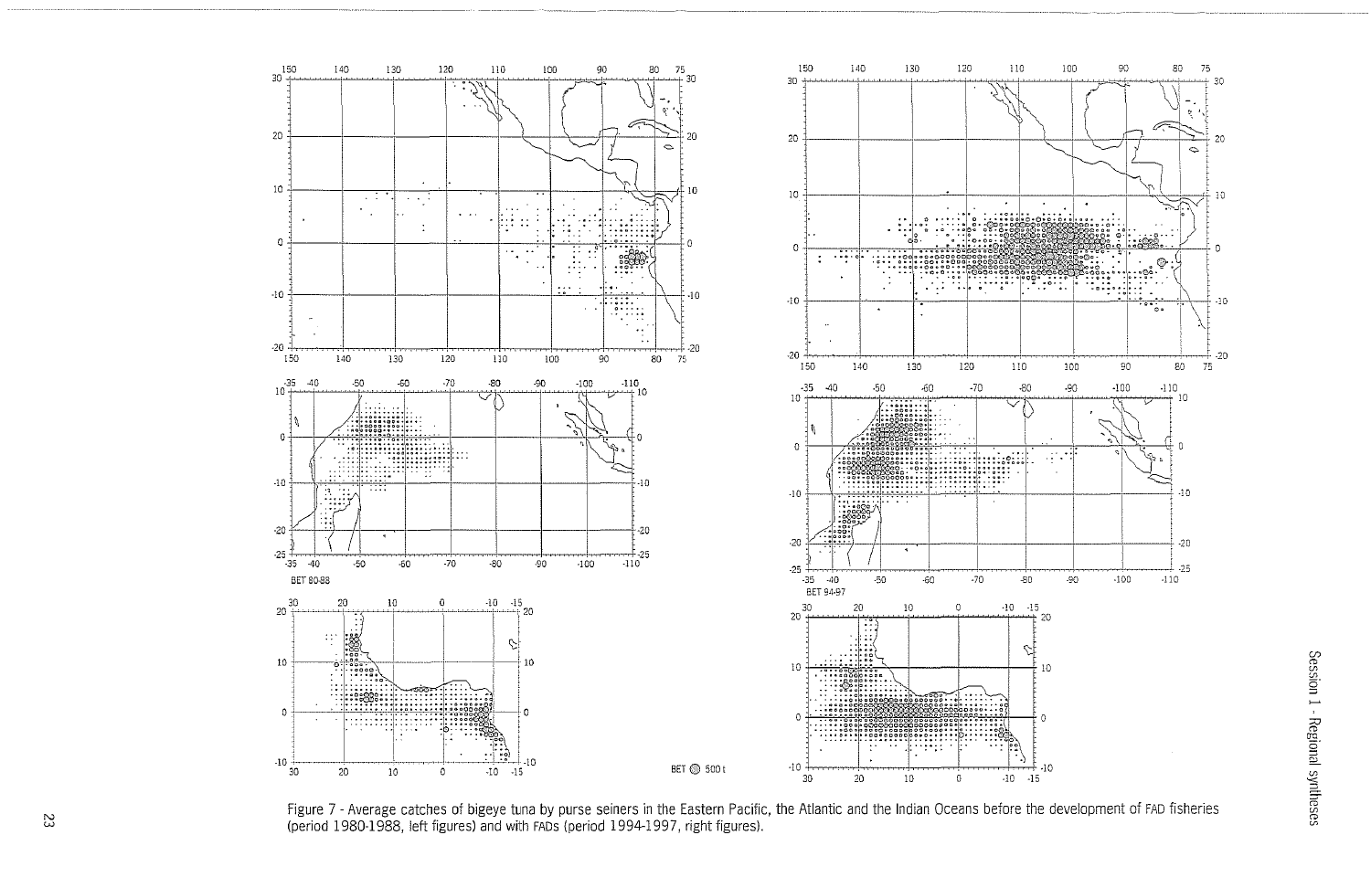Figure 7 - Average catches of bigeye tuna by purse seiners in the Eastern Pacific, the Atlantic and the Indian Oceans before the development of FAD fisheries (period 1980-1988, left figures) and with FADs (period 1994-1997, right figures).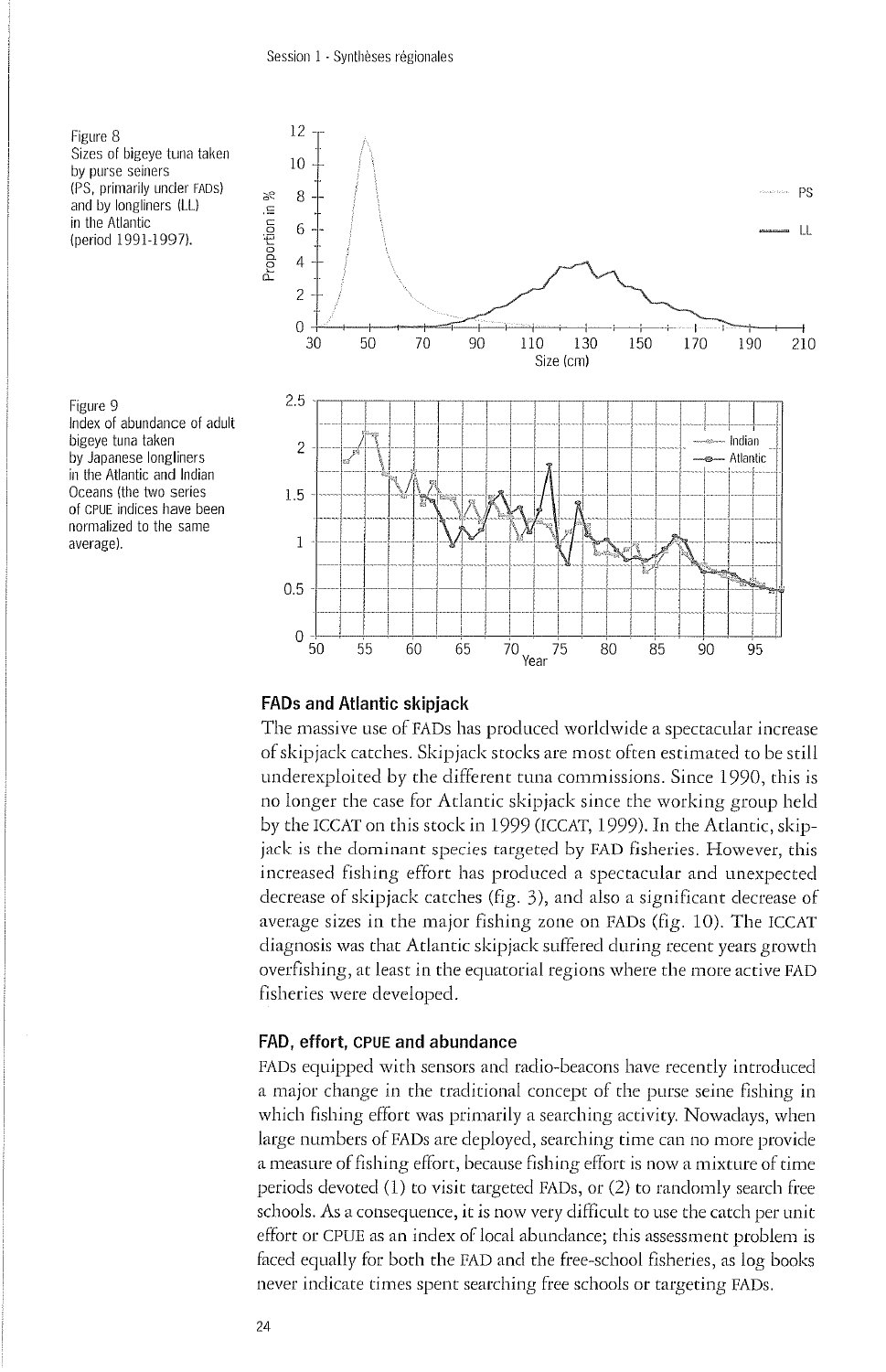Figure 8
Sizes of bigeye tuna taken by purse seiners (PS, primarily under FADs) and by longliners (LL) in the Atlantic (period 1991-1997).

Figure 9
Index of abundance of adult bigeye tuna taken by Japanese longliners in the Atlantic and Indian Oceans (the two series of CPUE indices have been normalized to the same average).

### FADs and Atlantic skipjack

The massive use of FADs has produced worldwide a spectacular increase of skipjack catches. Skipjack stocks are most often estimated to be still underexploited by the different tuna commissions. Since 1990, this is no longer the case for Atlantic skipjack since the working group held by the ICCAT on this stock in 1999 (ICCAT, 1999). In the Atlantic, skipjack is the dominant species targeted by FAD fisheries. However, this increased fishing effort has produced a spectacular and unexpected decrease of skipjack catches (fig. 3), and also a significant decrease of average sizes in the major fishing zone on FADs (fig. 10). The ICCAT diagnosis was that Atlantic skipjack suffered during recent years growth overfishing, at least in the equatorial regions where the more active FAD fisheries were developed.

### FAD, effort, CPUE and abundance

FADs equipped with sensors and radio-beacons have recently introduced a major change in the traditional concept of the purse seine fishing in which fishing effort was primarily a searching activity. Nowadays, when large numbers of FADs are deployed, searching time can no more provide a measure of fishing effort, because fishing effort is now a mixture of time periods devoted (1) to visit targeted FADs, or (2) to randomly search free schools. As a consequence, it is now very difficult to use the catch per unit effort or CPUE as an index of local abundance; this assessment problem is faced equally for both the FAD and the free-school fisheries, as log books never indicate times spent searching free schools or targeting FADs.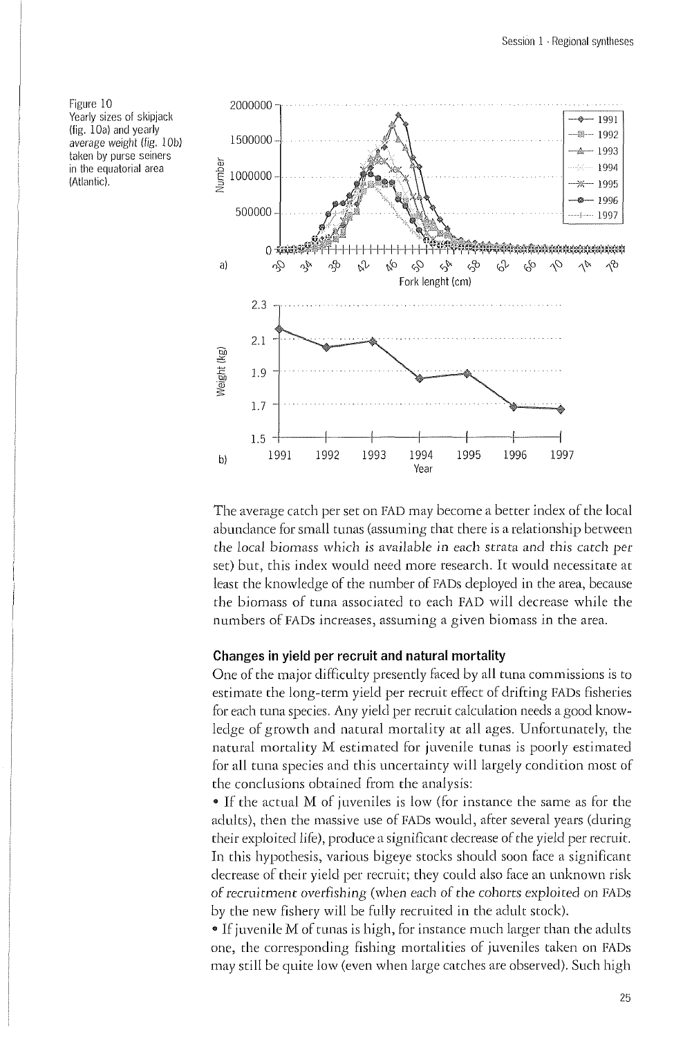Figure 10
Yearly sizes of skipjack (fig. 10a) and yearly average weight (fig. 10b) taken by purse seiners in the equatorial area (Atlantic).

The average catch per set on FAD may become a better index of the local abundance for small tunas (assuming that there is a relationship between the local biomass which is available in each strata and this catch per set) but, this index would need more research. It would necessitate at least the knowledge of the number of FADs deployed in the area, because the biomass of tuna associated to each FAD will decrease while the numbers of FADs increases, assuming a given biomass in the area.

### Changes in yield per recruit and natural mortality

One of the major difficulty presently faced by all tuna commissions is to estimate the long-term yield per recruit effect of drifting FADs fisheries for each tuna species. Any yield per recruit calculation needs a good knowledge of growth and natural mortality at all ages. Unfortunately, the natural mortality M estimated for juvenile tunas is poorly estimated for all tuna species and this uncertainty will largely condition most of the conclusions obtained from the analysis:

- If the actual M of juveniles is low (for instance the same as for the adults), then the massive use of FADs would, after several years (during their exploited life), produce a significant decrease of the yield per recruit. In this hypothesis, various bigeye stocks should soon face a significant decrease of their yield per recruit; they could also face an unknown risk of recruitment overfishing (when each of the cohorts exploited on FADs by the new fishery will be fully recruited in the adult stock).
- If juvenile M of tunas is high, for instance much larger than the adults one, the corresponding fishing mortalities of juveniles taken on FADs may still be quite low (even when large catches are observed). Such high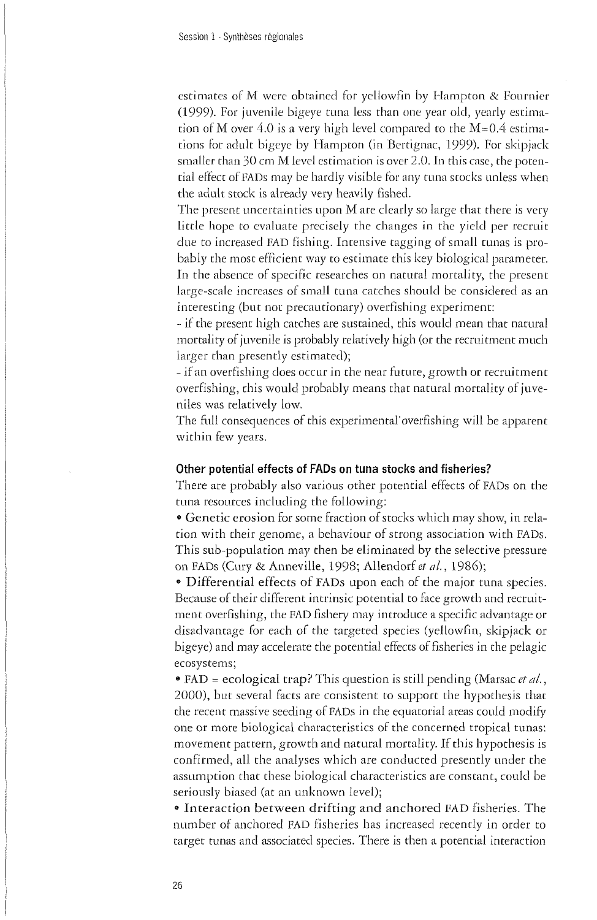estimates of M were obtained for yellowfin by Hampton & Fournier (1999). For juvenile bigeye tuna less than one year old, yearly estimation of M over 4.0 is a very high level compared to the M=0.4 estimations for adult bigeye by Hampton (in Bertignac, 1999). For skipjack smaller than 30 cm M level estimation is over 2.0. In this case, the potential effect of FADs may be hardly visible for any tuna stocks unless when the adult stock is already very heavily fished.

The present uncertainties upon M are clearly so large that there is very little hope to evaluate precisely the changes in the yield per recruit due to increased FAD fishing. Intensive tagging of small tunas is probably the most efficient way to estimate this key biological parameter. In the absence of specific researches on natural mortality, the present large-scale increases of small tuna catches should be considered as an interesting (but not precautionary) overfishing experiment:

- if the present high catches are sustained, this would mean that natural mortality of juvenile is probably relatively high (or the recruitment much larger than presently estimated);
- if an overfishing does occur in the near future, growth or recruitment overfishing, this would probably means that natural mortality of juveniles was relatively low.

The full consequences of this experimental'overfishing will be apparent within few years.

### Other potential effects of FADs on tuna stocks and fisheries?

There are probably also various other potential effects of FADs on the tuna resources including the following:

- Genetic erosion for some fraction of stocks which may show, in relation with their genome, a behaviour of strong association with FADs. This sub-population may then be eliminated by the selective pressure on FADs (Cury & Anneville, 1998; Allendorf *et al.*, 1986);
- Differential effects of FADs upon each of the major tuna species. Because of their different intrinsic potential to face growth and recruitment overfishing, the FAD fishery may introduce a specific advantage or disadvantage for each of the targeted species (yellowfin, skipjack or bigeye) and may accelerate the potential effects of fisheries in the pelagic ecosystems;
- FAD = ecological trap? This question is still pending (Marsac *et al.*, 2000), but several facts are consistent to support the hypothesis that the recent massive seeding of FADs in the equatorial areas could modify one or more biological characteristics of the concerned tropical tunas: movement pattern, growth and natural mortality. If this hypothesis is confirmed, all the analyses which are conducted presently under the assumption that these biological characteristics are constant, could be seriously biased (at an unknown level);
- Interaction between drifting and anchored FAD fisheries. The number of anchored FAD fisheries has increased recently in order to target tunas and associated species. There is then a potential interaction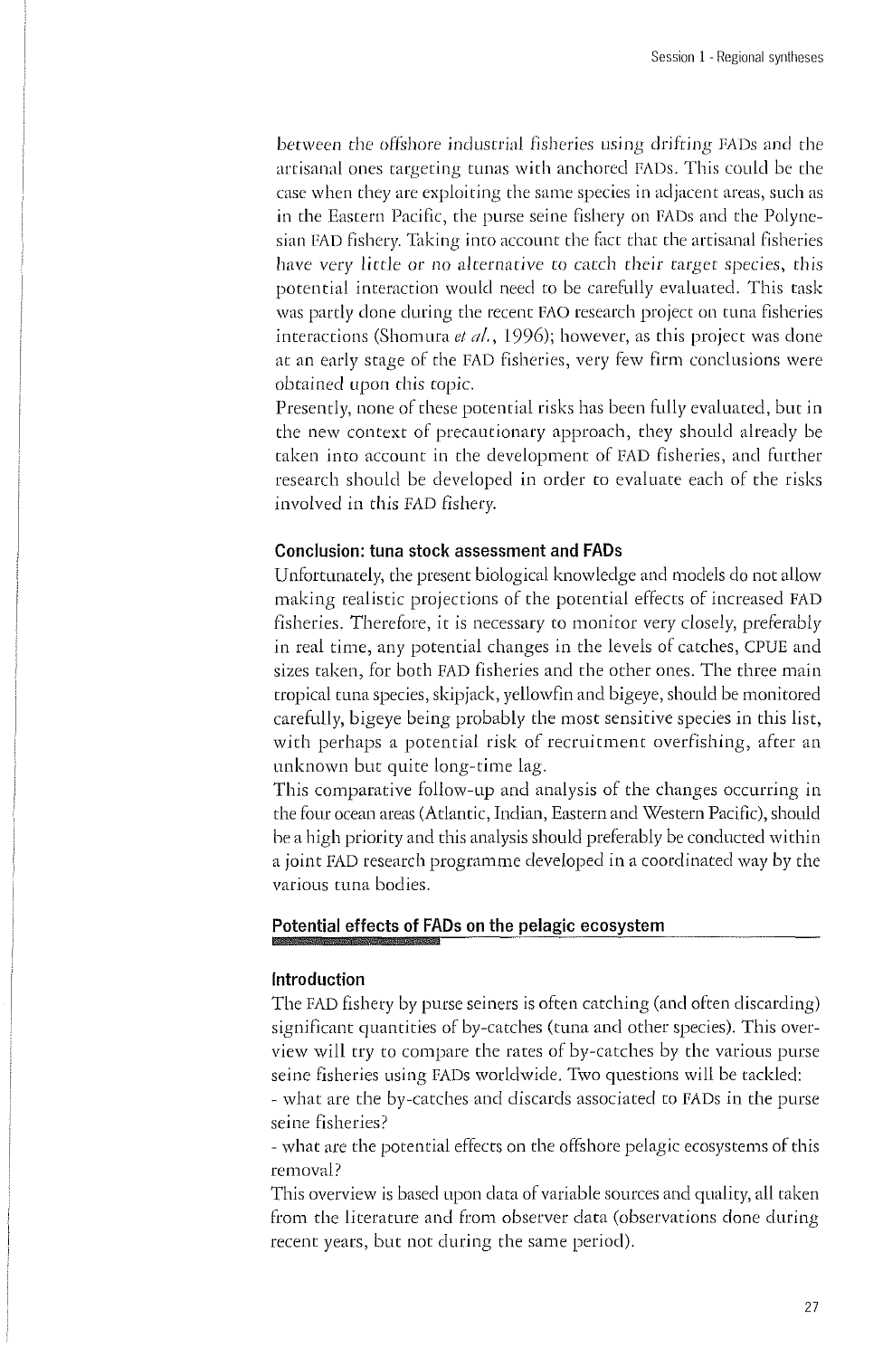between the offshore industrial fisheries using drifting FADs and the artisanal ones targeting tunas with anchored FADs. This could be the case when they are exploiting the same species in adjacent areas, such as in the Eastern Pacific, the purse seine fishery on FADs and the Polynesian FAD fishery. Taking into account the fact that the artisanal fisheries have very little or no alternative to catch their target species, this potential interaction would need to be carefully evaluated. This task was partly done during the recent FAO research project on tuna fisheries interactions (Shomura *et al.*, 1996); however, as this project was done at an early stage of the FAD fisheries, very few firm conclusions were obtained upon this topic.

Presently, none of these potential risks has been fully evaluated, but in the new context of precautionary approach, they should already be taken into account in the development of FAD fisheries, and further research should be developed in order to evaluate each of the risks involved in this FAD fishery.

### Conclusion: tuna stock assessment and FADs

Unfortunately, the present biological knowledge and models do not allow making realistic projections of the potential effects of increased FAD fisheries. Therefore, it is necessary to monitor very closely, preferably in real time, any potential changes in the levels of catches, CPUE and sizes taken, for both FAD fisheries and the other ones. The three main tropical tuna species, skipjack, yellowfin and bigeye, should be monitored carefully, bigeye being probably the most sensitive species in this list, with perhaps a potential risk of recruitment overfishing, after an unknown but quite long-time lag.

This comparative follow-up and analysis of the changes occurring in the four ocean areas (Atlantic, Indian, Eastern and Western Pacific), should be a high priority and this analysis should preferably be conducted within a joint FAD research programme developed in a coordinated way by the various tuna bodies.

## Potential effects of FADs on the pelagic ecosystem

### Introduction

The FAD fishery by purse seiners is often catching (and often discarding) significant quantities of by-catches (tuna and other species). This overview will try to compare the rates of by-catches by the various purse seine fisheries using FADs worldwide. Two questions will be tackled:

- what are the by-catches and discards associated to FADs in the purse seine fisheries?
- what are the potential effects on the offshore pelagic ecosystems of this removal?

This overview is based upon data of variable sources and quality, all taken from the literature and from observer data (observations done during recent years, but not during the same period).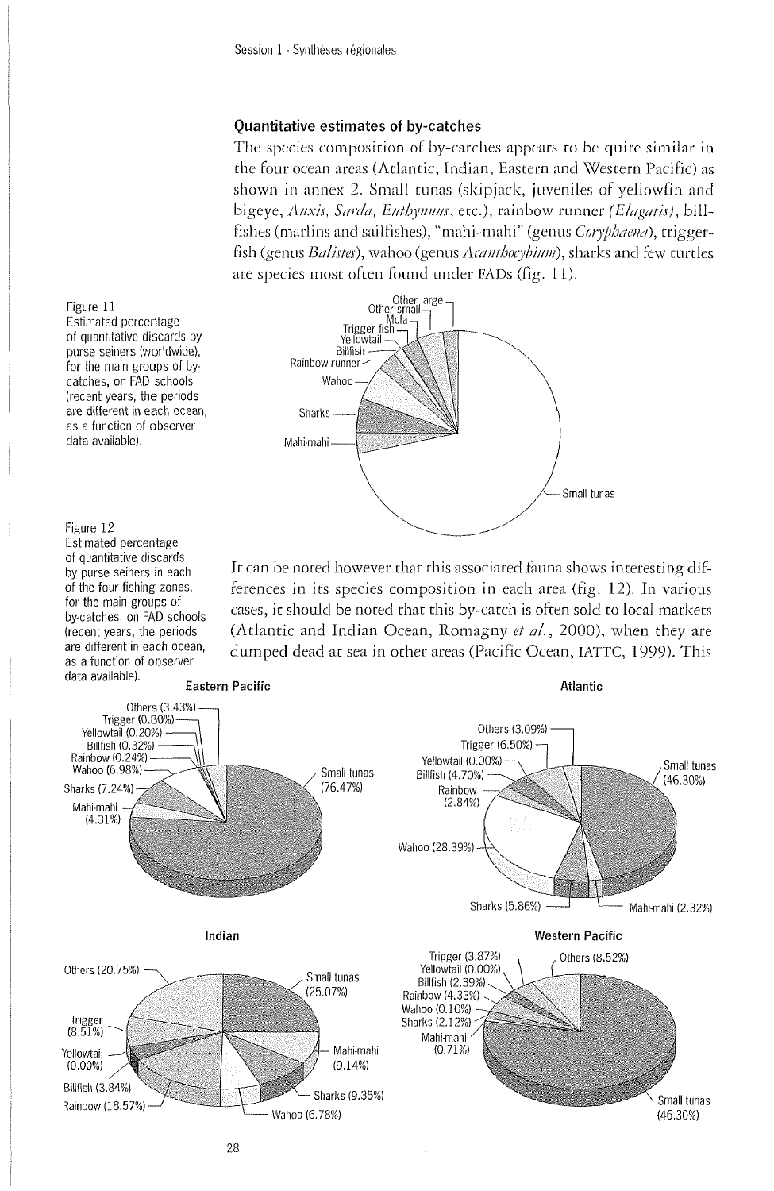### Quantitative estimates of by-catches

The species composition of by-catches appears to be quite similar in the four ocean areas (Atlantic, Indian, Eastern and Western Pacific) as shown in annex 2. Small tunas (skipjack, juveniles of yellowfin and bigeye, *Auxis, Sarda, Euthynnus*, etc.), rainbow runner *(Elagatis)*, billfishes (marlins and sailfishes), "mahi-mahi" (genus *Coryphaena*), triggerfish (genus *Balistes*), wahoo (genus *Acanthocybium*), sharks and few turtles are species most often found under FADs (fig. 11).

Figure 11
Estimated percentage of quantitative discards by purse seiners (worldwide), for the main groups of by-catches, on FAD schools (recent years, the periods are different in each ocean, as a function of observer data available).

Figure 12
Estimated percentage of quantitative discards by purse seiners in each of the four fishing zones, for the main groups of by-catches, on FAD schools (recent years, the periods are different in each ocean, as a function of observer data available).

It can be noted however that this associated fauna shows interesting differences in its species composition in each area (fig. 12). In various cases, it should be noted that this by-catch is often sold to local markets (Atlantic and Indian Ocean, Romagny *et al.*, 2000), when they are dumped dead at sea in other areas (Pacific Ocean, IATTC, 1999). This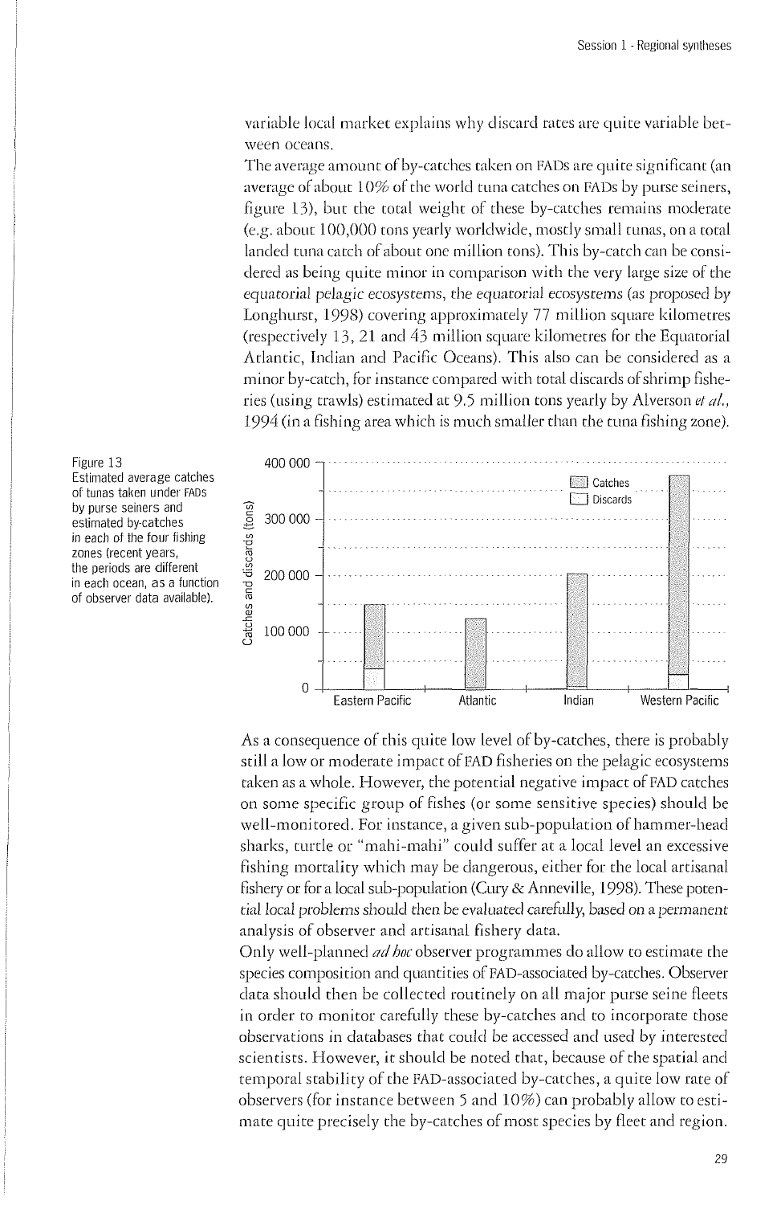variable local market explains why discard rates are quite variable between oceans.

The average amount of by-catches taken on FADs are quite significant (an average of about 10% of the world tuna catches on FADs by purse seiners, figure 13), but the total weight of these by-catches remains moderate (e.g. about 100,000 tons yearly worldwide, mostly small tunas, on a total landed tuna catch of about one million tons). This by-catch can be considered as being quite minor in comparison with the very large size of the *equatorial pelagic ecosystems*, the equatorial ecosystems (as proposed by Longhurst, 1998) covering approximately 77 million square kilometres (respectively 13, 21 and 43 million square kilometres for the Equatorial Atlantic, Indian and Pacific Oceans). This also can be considered as a minor by-catch, for instance compared with total discards of shrimp fisheries (using trawls) estimated at 9.5 million tons yearly by Alverson *et al.*, 1994 (in a fishing area which is much smaller than the tuna fishing zone).

Figure 13
Estimated average catches of tunas taken under FADs by purse seiners and estimated by-catches in each of the four fishing zones (recent years, the periods are different in each ocean, as a function of observer data available).

As a consequence of this quite low level of by-catches, there is probably still a low or moderate impact of FAD fisheries on the pelagic ecosystems taken as a whole. However, the potential negative impact of FAD catches on some specific group of fishes (or some sensitive species) should be well-monitored. For instance, a given sub-population of hammer-head sharks, turtle or "mahi-mahi" could suffer at a local level an excessive fishing mortality which may be dangerous, either for the local artisanal fishery or for a local sub-population (Cury & Anneville, 1998). These potential local problems should then be evaluated carefully, based on a permanent analysis of observer and artisanal fishery data.

Only well-planned *ad hoc* observer programmes do allow to estimate the species composition and quantities of FAD-associated by-catches. Observer data should then be collected routinely on all major purse seine fleets in order to monitor carefully these by-catches and to incorporate those observations in databases that could be accessed and used by interested scientists. However, it should be noted that, because of the spatial and temporal stability of the FAD-associated by-catches, a quite low rate of observers (for instance between 5 and 10%) can probably allow to estimate quite precisely the by-catches of most species by fleet and region.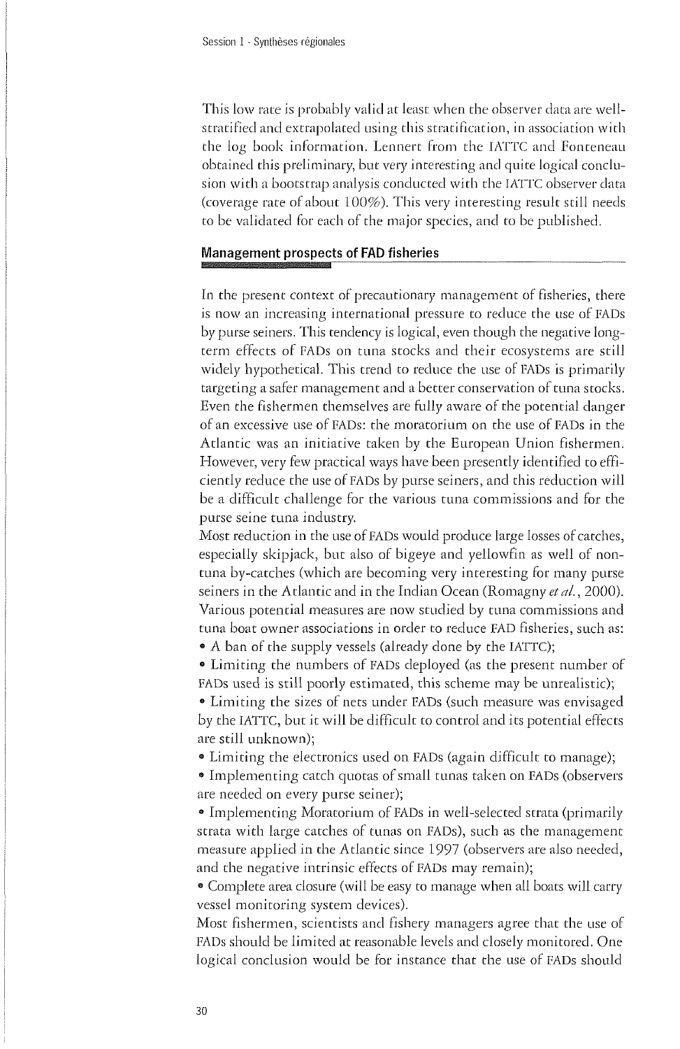This low rate is probably valid at least when the observer data are well-stratified and extrapolated using this stratification, in association with the log book information. Lennert from the IATTC and Fonteneau obtained this preliminary, but very interesting and quite logical conclusion with a bootstrap analysis conducted with the IATTC observer data (coverage rate of about 100%). This very interesting result still needs to be validated for each of the major species, and to be published.

## Management prospects of FAD fisheries

In the present context of precautionary management of fisheries, there is now an increasing international pressure to reduce the use of FADs by purse seiners. This tendency is logical, even though the negative long-term effects of FADs on tuna stocks and their ecosystems are still widely hypothetical. This trend to reduce the use of FADs is primarily targeting a safer management and a better conservation of tuna stocks. Even the fishermen themselves are fully aware of the potential danger of an excessive use of FADs: the moratorium on the use of FADs in the Atlantic was an initiative taken by the European Union fishermen. However, very few practical ways have been presently identified to efficiently reduce the use of FADs by purse seiners, and this reduction will be a difficult challenge for the various tuna commissions and for the purse seine tuna industry.

Most reduction in the use of FADs would produce large losses of catches, especially skipjack, but also of bigeye and yellowfin as well of non-tuna by-catches (which are becoming very interesting for many purse seiners in the Atlantic and in the Indian Ocean (Romagny *et al.*, 2000). Various potential measures are now studied by tuna commissions and tuna boat owner associations in order to reduce FAD fisheries, such as:

- A ban of the supply vessels (already done by the IATTC);
- Limiting the numbers of FADs deployed (as the present number of FADs used is still poorly estimated, this scheme may be unrealistic);
- Limiting the sizes of nets under FADs (such measure was envisaged by the IATTC, but it will be difficult to control and its potential effects are still unknown);
- Limiting the electronics used on FADs (again difficult to manage);
- Implementing catch quotas of small tunas taken on FADs (observers are needed on every purse seiner);
- Implementing Moratorium of FADs in well-selected strata (primarily strata with large catches of tunas on FADs), such as the management measure applied in the Atlantic since 1997 (observers are also needed, and the negative intrinsic effects of FADs may remain);
- Complete area closure (will be easy to manage when all boats will carry vessel monitoring system devices).

Most fishermen, scientists and fishery managers agree that the use of FADs should be limited at reasonable levels and closely monitored. One logical conclusion would be for instance that the use of FADs should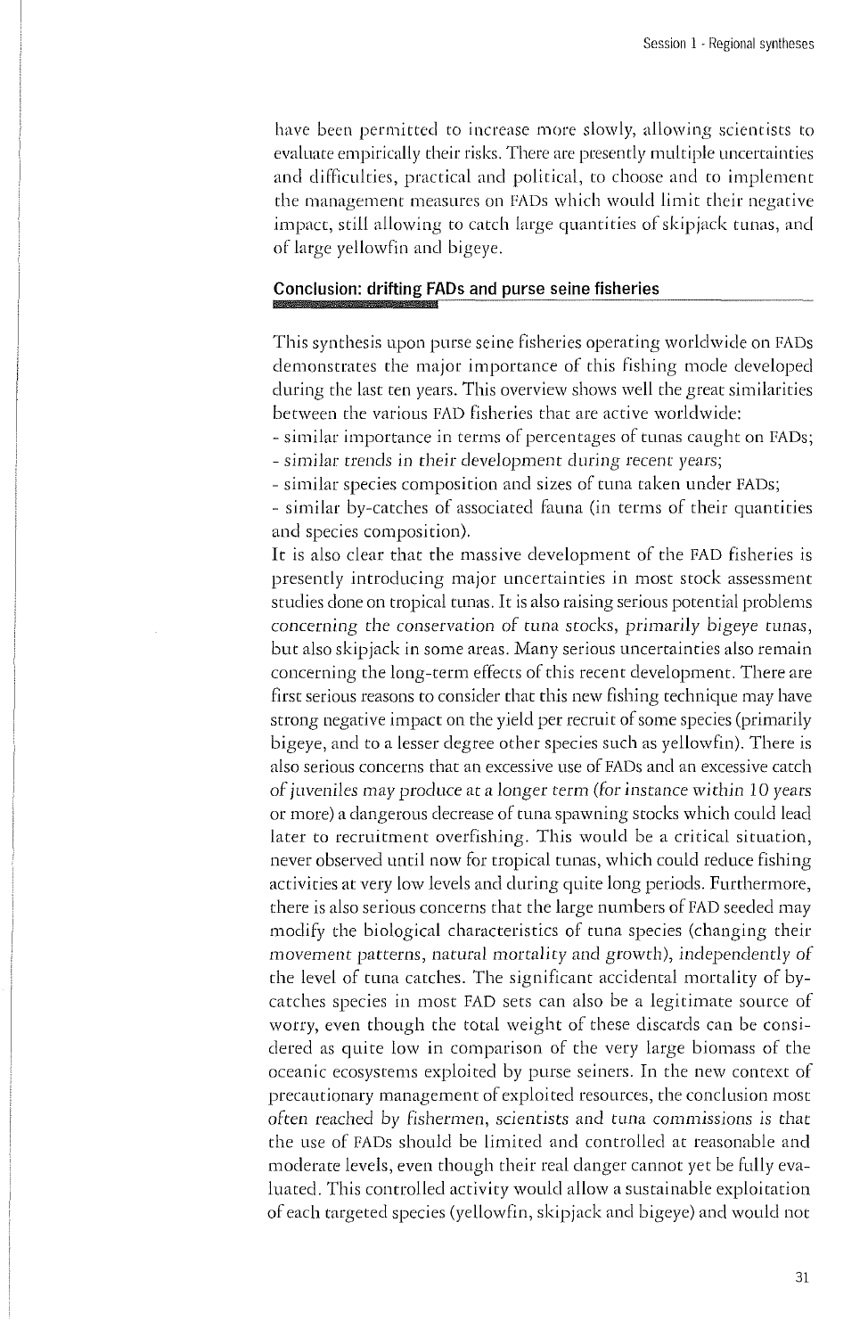have been permitted to increase more slowly, allowing scientists to evaluate empirically their risks. There are presently multiple uncertainties and difficulties, practical and political, to choose and to implement the management measures on FADs which would limit their negative impact, still allowing to catch large quantities of skipjack tunas, and of large yellowfin and bigeye.

## Conclusion: drifting FADs and purse seine fisheries

This synthesis upon purse seine fisheries operating worldwide on FADs demonstrates the major importance of this fishing mode developed during the last ten years. This overview shows well the great similarities between the various FAD fisheries that are active worldwide:

- similar importance in terms of percentages of tunas caught on FADs;
- similar trends in their development during recent years;
- similar species composition and sizes of tuna taken under FADs;
- similar by-catches of associated fauna (in terms of their quantities and species composition).

It is also clear that the massive development of the FAD fisheries is presently introducing major uncertainties in most stock assessment studies done on tropical tunas. It is also raising serious potential problems concerning the conservation of tuna stocks, primarily bigeye tunas, but also skipjack in some areas. Many serious uncertainties also remain concerning the long-term effects of this recent development. There are first serious reasons to consider that this new fishing technique may have strong negative impact on the yield per recruit of some species (primarily bigeye, and to a lesser degree other species such as yellowfin). There is also serious concerns that an excessive use of FADs and an excessive catch of juveniles may produce at a longer term (for instance within 10 years or more) a dangerous decrease of tuna spawning stocks which could lead later to recruitment overfishing. This would be a critical situation, never observed until now for tropical tunas, which could reduce fishing activities at very low levels and during quite long periods. Furthermore, there is also serious concerns that the large numbers of FAD seeded may modify the biological characteristics of tuna species (changing their movement patterns, natural mortality and growth), independently of the level of tuna catches. The significant accidental mortality of by-catches species in most FAD sets can also be a legitimate source of worry, even though the total weight of these discards can be considered as quite low in comparison of the very large biomass of the oceanic ecosystems exploited by purse seiners. In the new context of precautionary management of exploited resources, the conclusion most often reached by fishermen, scientists and tuna commissions is that the use of FADs should be limited and controlled at reasonable and moderate levels, even though their real danger cannot yet be fully evaluated. This controlled activity would allow a sustainable exploitation of each targeted species (yellowfin, skipjack and bigeye) and would not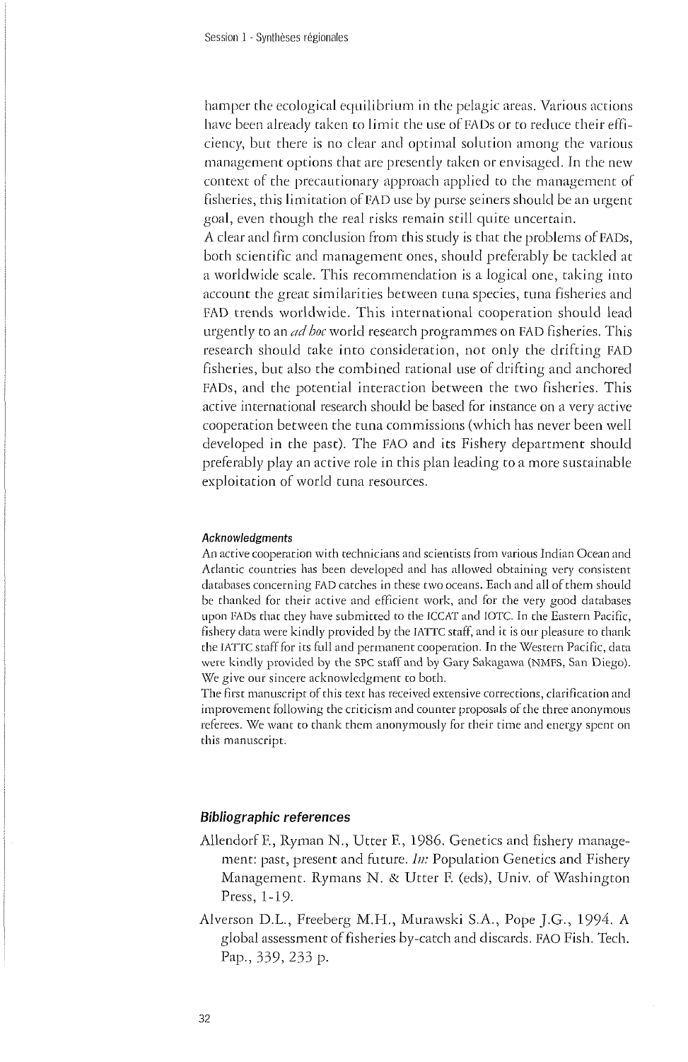hamper the ecological equilibrium in the pelagic areas. Various actions have been already taken to limit the use of FADs or to reduce their efficiency, but there is no clear and optimal solution among the various management options that are presently taken or envisaged. In the new context of the precautionary approach applied to the management of fisheries, this limitation of FAD use by purse seiners should be an urgent goal, even though the real risks remain still quite uncertain.

A clear and firm conclusion from this study is that the problems of FADs, both scientific and management ones, should preferably be tackled at a worldwide scale. This recommendation is a logical one, taking into account the great similarities between tuna species, tuna fisheries and FAD trends worldwide. This international cooperation should lead urgently to an *ad hoc* world research programmes on FAD fisheries. This research should take into consideration, not only the drifting FAD fisheries, but also the combined rational use of drifting and anchored FADs, and the potential interaction between the two fisheries. This active international research should be based for instance on a very active cooperation between the tuna commissions (which has never been well developed in the past). The FAO and its Fishery department should preferably play an active role in this plan leading to a more sustainable exploitation of world tuna resources.

#### Acknowledgments

An active cooperation with technicians and scientists from various Indian Ocean and Atlantic countries has been developed and has allowed obtaining very consistent databases concerning FAD catches in these two oceans. Each and all of them should be thanked for their active and efficient work, and for the very good databases upon FADs that they have submitted to the ICCAT and IOTC. In the Eastern Pacific, fishery data were kindly provided by the IATTC staff, and it is our pleasure to thank the IATTC staff for its full and permanent cooperation. In the Western Pacific, data were kindly provided by the SPC staff and by Gary Sakagawa (NMFS, San Diego). We give our sincere acknowledgment to both.

The first manuscript of this text has received extensive corrections, clarification and improvement following the criticism and counter proposals of the three anonymous referees. We want to thank them anonymously for their time and energy spent on this manuscript.

### Bibliographic references

Allendorf F., Ryman N., Utter F., 1986. Genetics and fishery management: past, present and future. *In:* Population Genetics and Fishery Management. Rymans N. & Utter F. (eds), Univ. of Washington Press, 1-19.

Alverson D.L., Freeberg M.H., Murawski S.A., Pope J.G., 1994. A global assessment of fisheries by-catch and discards. FAO Fish. Tech. Pap., 339, 233 p.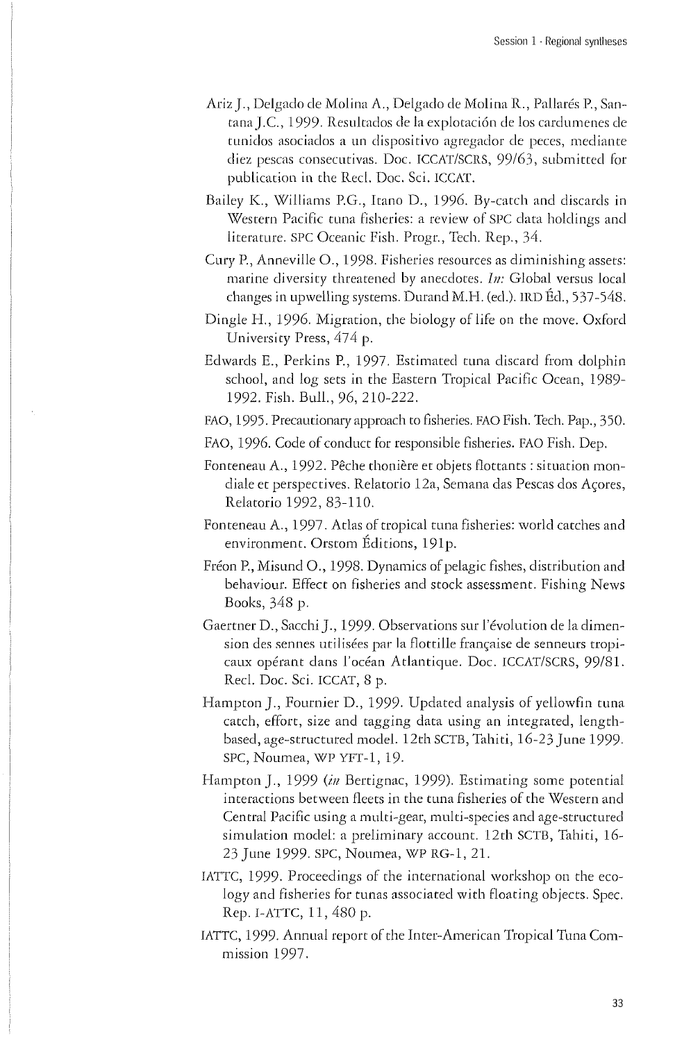Ariz J., Delgado de Molina A., Delgado de Molina R., Pallarés P., Santana J.C., 1999. Resultados de la explotación de los cardumenes de tunidos asociados a un dispositivo agregador de peces, mediante diez pescas consecutivas. Doc. ICCAT/SCRS, 99/63, submitted for publication in the Recl. Doc. Sci. ICCAT.

Bailey K., Williams P.G., Itano D., 1996. By-catch and discards in Western Pacific tuna fisheries: a review of SPC data holdings and literature. SPC Oceanic Fish. Progr., Tech. Rep., 34.

Cury P., Anneville O., 1998. Fisheries resources as diminishing assets: marine diversity threatened by anecdotes. *In:* Global versus local changes in upwelling systems. Durand M.H. (ed.). IRD Éd., 537-548.

Dingle H., 1996. Migration, the biology of life on the move. Oxford University Press, 474 p.

Edwards E., Perkins P., 1997. Estimated tuna discard from dolphin school, and log sets in the Eastern Tropical Pacific Ocean, 1989-1992. Fish. Bull., 96, 210-222.

FAO, 1995. Precautionary approach to fisheries. FAO Fish. Tech. Pap., 350.

FAO, 1996. Code of conduct for responsible fisheries. FAO Fish. Dep.

Fonteneau A., 1992. Pêche thonière et objets flottants : situation mondiale et perspectives. Relatorio 12a, Semana das Pescas dos Açores, Relatorio 1992, 83-110.

Fonteneau A., 1997. Atlas of tropical tuna fisheries: world catches and environment. Orstom Éditions, 191p.

Fréon P., Misund O., 1998. Dynamics of pelagic fishes, distribution and behaviour. Effect on fisheries and stock assessment. Fishing News Books, 348 p.

Gaertner D., Sacchi J., 1999. Observations sur l'évolution de la dimension des sennes utilisées par la flottille française de senneurs tropicaux opérant dans l'océan Atlantique. Doc. ICCAT/SCRS, 99/81. Recl. Doc. Sci. ICCAT, 8 p.

Hampton J., Fournier D., 1999. Updated analysis of yellowfin tuna catch, effort, size and tagging data using an integrated, length-based, age-structured model. 12th SCTB, Tahiti, 16-23 June 1999. SPC, Noumea, WP YFT-1, 19.

Hampton J., 1999 (*in* Bertignac, 1999). Estimating some potential interactions between fleets in the tuna fisheries of the Western and Central Pacific using a multi-gear, multi-species and age-structured simulation model: a preliminary account. 12th SCTB, Tahiti, 16-23 June 1999. SPC, Noumea, WP RG-1, 21.

IATTC, 1999. Proceedings of the international workshop on the ecology and fisheries for tunas associated with floating objects. Spec. Rep. I-ATTC, 11, 480 p.

IATTC, 1999. Annual report of the Inter-American Tropical Tuna Commission 1997.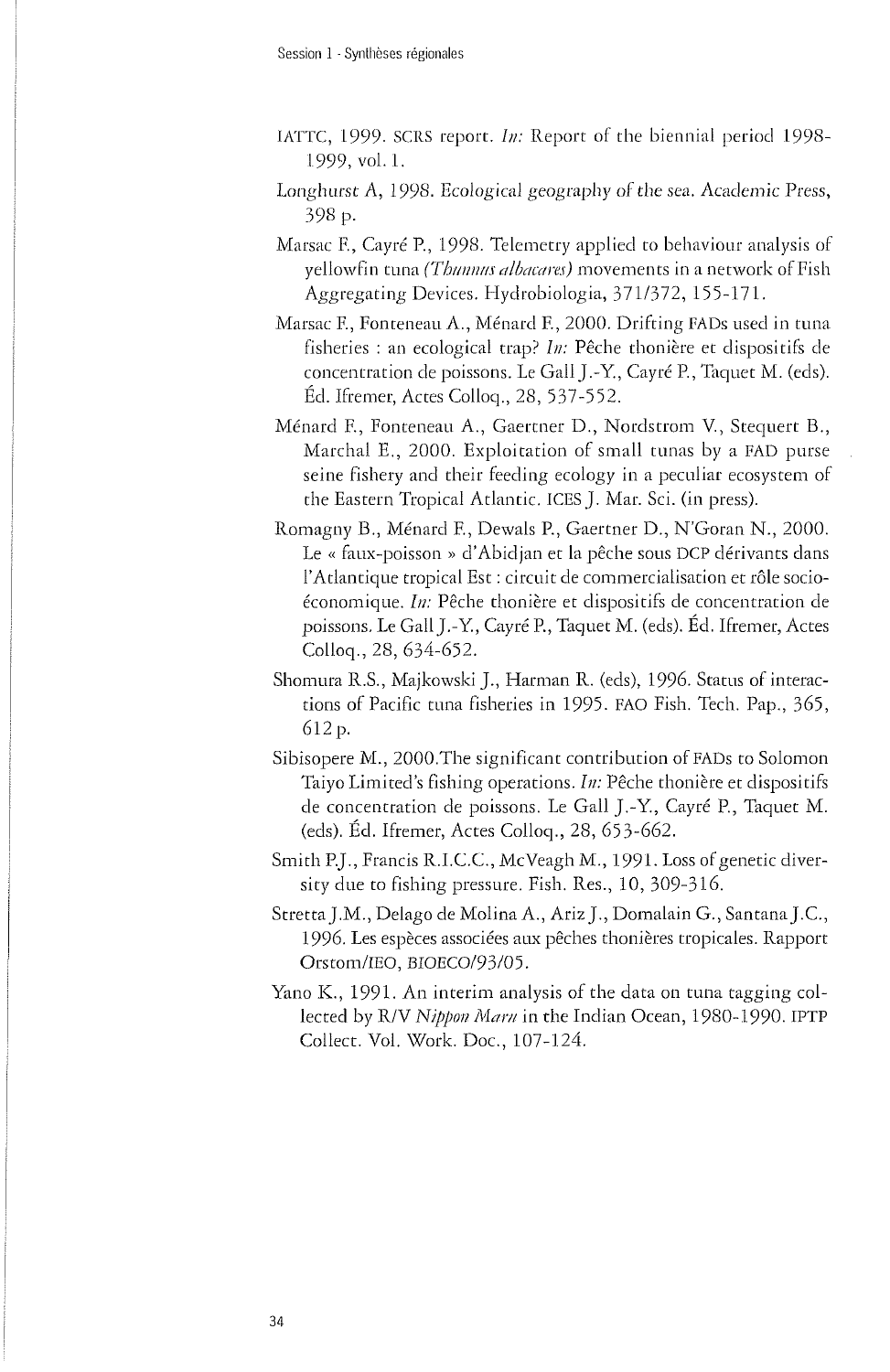IATTC, 1999. SCRS report. *In:* Report of the biennial period 1998-1999, vol. 1.

Longhurst A, 1998. Ecological geography of the sea. Academic Press, 398 p.

Marsac F., Cayré P., 1998. Telemetry applied to behaviour analysis of yellowfin tuna *(Thunnus albacares)* movements in a network of Fish Aggregating Devices. Hydrobiologia, 371/372, 155-171.

Marsac F., Fonteneau A., Ménard F., 2000. Drifting FADs used in tuna fisheries : an ecological trap? *In:* Pêche thonière et dispositifs de concentration de poissons. Le Gall J.-Y., Cayré P., Taquet M. (eds). Éd. Ifremer, Actes Colloq., 28, 537-552.

Ménard F., Fonteneau A., Gaertner D., Nordstrom V., Stequert B., Marchal E., 2000. Exploitation of small tunas by a FAD purse seine fishery and their feeding ecology in a peculiar ecosystem of the Eastern Tropical Atlantic. ICES J. Mar. Sci. (in press).

Romagny B., Ménard F., Dewals P., Gaertner D., N'Goran N., 2000. Le « faux-poisson » d'Abidjan et la pêche sous DCP dérivants dans l'Atlantique tropical Est : circuit de commercialisation et rôle socio-économique. *In:* Pêche thonière et dispositifs de concentration de poissons. Le Gall J.-Y., Cayré P., Taquet M. (eds). Éd. Ifremer, Actes Colloq., 28, 634-652.

Shomura R.S., Majkowski J., Harman R. (eds), 1996. Status of interactions of Pacific tuna fisheries in 1995. FAO Fish. Tech. Pap., 365, 612 p.

Sibisopere M., 2000.The significant contribution of FADs to Solomon Taiyo Limited's fishing operations. *In:* Pêche thonière et dispositifs de concentration de poissons. Le Gall J.-Y., Cayré P., Taquet M. (eds). Éd. Ifremer, Actes Colloq., 28, 653-662.

Smith P.J., Francis R.I.C.C., McVeagh M., 1991. Loss of genetic diversity due to fishing pressure. Fish. Res., 10, 309-316.

Stretta J.M., Delago de Molina A., Ariz J., Domalain G., Santana J.C., 1996. Les espèces associées aux pêches thonières tropicales. Rapport Orstom/IEO, BIOECO/93/05.

Yano K., 1991. An interim analysis of the data on tuna tagging collected by R/V *Nippon Maru* in the Indian Ocean, 1980-1990. IPTP Collect. Vol. Work. Doc., 107-124.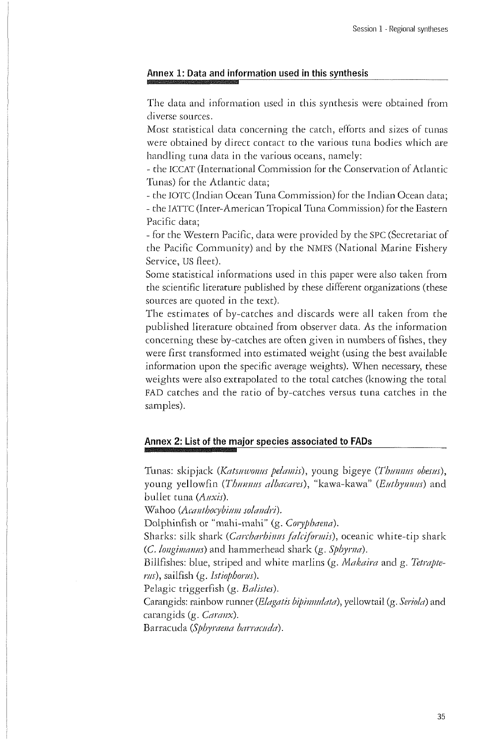## Annex 1: Data and information used in this synthesis

The data and information used in this synthesis were obtained from diverse sources.

Most statistical data concerning the catch, efforts and sizes of tunas were obtained by direct contact to the various tuna bodies which are handling tuna data in the various oceans, namely:

- the ICCAT (International Commission for the Conservation of Atlantic Tunas) for the Atlantic data;
- the IOTC (Indian Ocean Tuna Commission) for the Indian Ocean data;
- the IATTC (Inter-American Tropical Tuna Commission) for the Eastern Pacific data;
- for the Western Pacific, data were provided by the SPC (Secretariat of the Pacific Community) and by the NMFS (National Marine Fishery Service, US fleet).

Some statistical informations used in this paper were also taken from the scientific literature published by these different organizations (these sources are quoted in the text).

The estimates of by-catches and discards were all taken from the published literature obtained from observer data. As the information concerning these by-catches are often given in numbers of fishes, they were first transformed into estimated weight (using the best available information upon the specific average weights). When necessary, these weights were also extrapolated to the total catches (knowing the total FAD catches and the ratio of by-catches versus tuna catches in the samples).

## Annex 2: List of the major species associated to FADs

Tunas: skipjack (*Katsuwonus pelamis*), young bigeye (*Thunnus obesus*), young yellowfin (*Thunnus albacares*), "kawa-kawa" (*Euthynnus*) and bullet tuna (*Auxis*).

Wahoo (*Acanthocybium solandri*).

Dolphinfish or "mahi-mahi" (g. *Coryphaena*).

Sharks: silk shark (*Carcharhinus falciformis*), oceanic white-tip shark (*C. longimanus*) and hammerhead shark (g. *Sphyrna*).

Billfishes: blue, striped and white marlins (g. *Makaira* and g. *Tetrapterus*), sailfish (g. *Istiophorus*).

Pelagic triggerfish (g. *Balistes*).

Carangids: rainbow runner (*Elagatis bipinnulata*), yellowtail (g. *Seriola*) and carangids (g. *Caranx*).

Barracuda (*Sphyraena barracuda*).